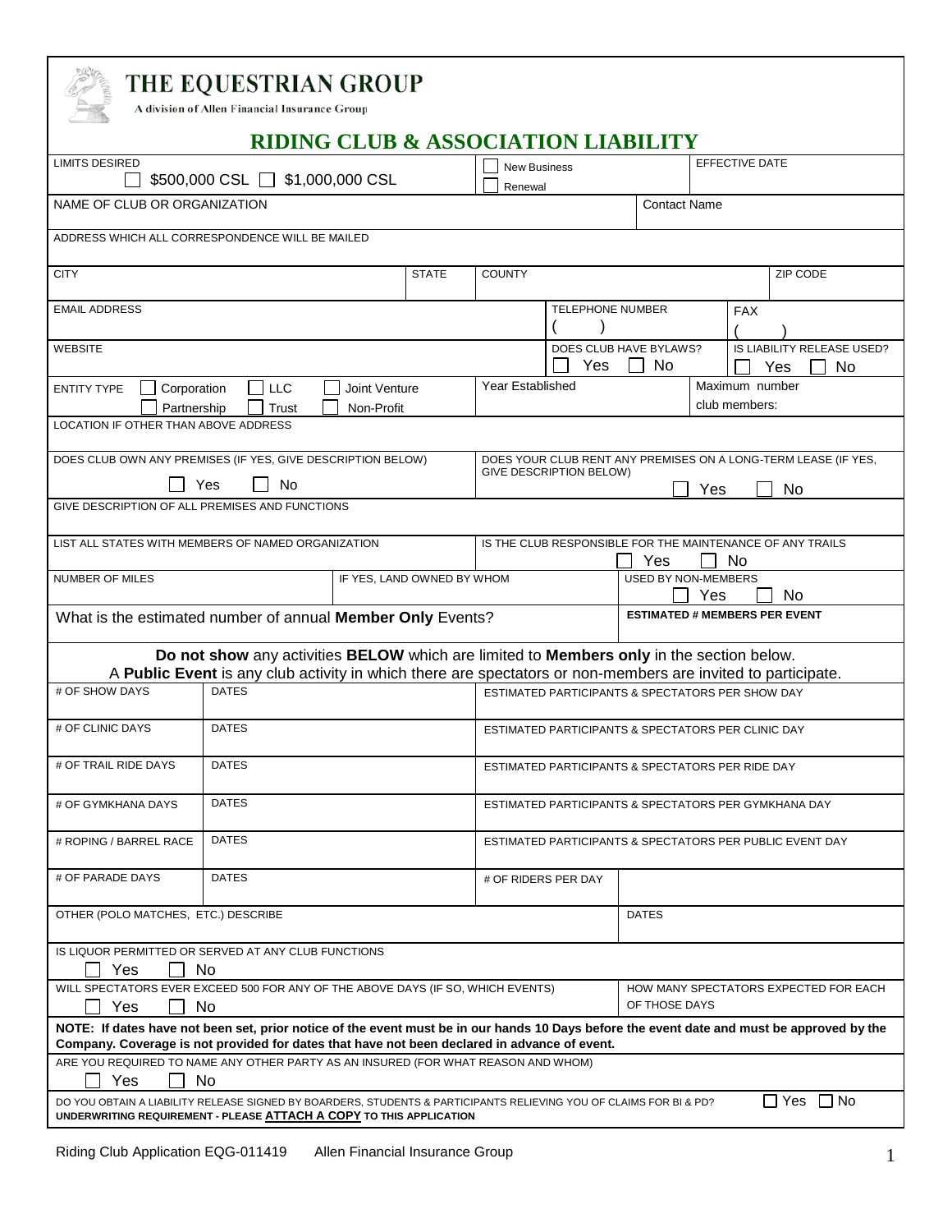# THE EQUESTRIAN GROUP

A division of Allen Financial Insurance Group

## RIDING CLUB & ASSOCIATION LIABILITY

| LIMITS DESIRED ☐ $500,000 CSL ☐ $1,000,000 CSL | ☐ New Business ☐ Renewal | EFFECTIVE DATE |
|---|---|---|

| NAME OF CLUB OR ORGANIZATION | Contact Name |
|---|---|

ADDRESS WHICH ALL CORRESPONDENCE WILL BE MAILED

| CITY | STATE | COUNTY | ZIP CODE |
|---|---|---|---|

| EMAIL ADDRESS | TELEPHONE NUMBER ( ) | FAX ( ) |
|---|---|---|

| WEBSITE | DOES CLUB HAVE BYLAWS? ☐ Yes ☐ No | IS LIABILITY RELEASE USED? ☐ Yes ☐ No |
|---|---|---|

| ENTITY TYPE ☐ Corporation ☐ LLC ☐ Joint Venture ☐ Partnership ☐ Trust ☐ Non-Profit | Year Established | Maximum number club members: |
|---|---|---|

LOCATION IF OTHER THAN ABOVE ADDRESS

| DOES CLUB OWN ANY PREMISES (IF YES, GIVE DESCRIPTION BELOW) ☐ Yes ☐ No | DOES YOUR CLUB RENT ANY PREMISES ON A LONG-TERM LEASE (IF YES, GIVE DESCRIPTION BELOW) ☐ Yes ☐ No |
|---|---|

GIVE DESCRIPTION OF ALL PREMISES AND FUNCTIONS

| LIST ALL STATES WITH MEMBERS OF NAMED ORGANIZATION | IS THE CLUB RESPONSIBLE FOR THE MAINTENANCE OF ANY TRAILS ☐ Yes ☐ No |
|---|---|

| NUMBER OF MILES | IF YES, LAND OWNED BY WHOM | USED BY NON-MEMBERS ☐ Yes ☐ No |
|---|---|---|

| What is the estimated number of annual **Member Only** Events? | **ESTIMATED # MEMBERS PER EVENT** |
|---|---|

**Do not show** any activities **BELOW** which are limited to **Members only** in the section below.
A **Public Event** is any club activity in which there are spectators or non-members are invited to participate.

| # OF SHOW DAYS | DATES | ESTIMATED PARTICIPANTS & SPECTATORS PER SHOW DAY |
|---|---|---|
| # OF CLINIC DAYS | DATES | ESTIMATED PARTICIPANTS & SPECTATORS PER CLINIC DAY |
| # OF TRAIL RIDE DAYS | DATES | ESTIMATED PARTICIPANTS & SPECTATORS PER RIDE DAY |
| # OF GYMKHANA DAYS | DATES | ESTIMATED PARTICIPANTS & SPECTATORS PER GYMKHANA DAY |
| # ROPING / BARREL RACE | DATES | ESTIMATED PARTICIPANTS & SPECTATORS PER PUBLIC EVENT DAY |
| # OF PARADE DAYS | DATES | # OF RIDERS PER DAY |

| OTHER (POLO MATCHES, ETC.) DESCRIBE | DATES |
|---|---|

IS LIQUOR PERMITTED OR SERVED AT ANY CLUB FUNCTIONS
☐ Yes ☐ No

| WILL SPECTATORS EVER EXCEED 500 FOR ANY OF THE ABOVE DAYS (IF SO, WHICH EVENTS) ☐ Yes ☐ No | HOW MANY SPECTATORS EXPECTED FOR EACH OF THOSE DAYS |
|---|---|

**NOTE: If dates have not been set, prior notice of the event must be in our hands 10 Days before the event date and must be approved by the Company. Coverage is not provided for dates that have not been declared in advance of event.**

ARE YOU REQUIRED TO NAME ANY OTHER PARTY AS AN INSURED (FOR WHAT REASON AND WHOM)
☐ Yes ☐ No

DO YOU OBTAIN A LIABILITY RELEASE SIGNED BY BOARDERS, STUDENTS & PARTICIPANTS RELIEVING YOU OF CLAIMS FOR BI & PD? ☐ Yes ☐ No
**UNDERWRITING REQUIREMENT - PLEASE ATTACH A COPY TO THIS APPLICATION**

Riding Club Application EQG-011419 Allen Financial Insurance Group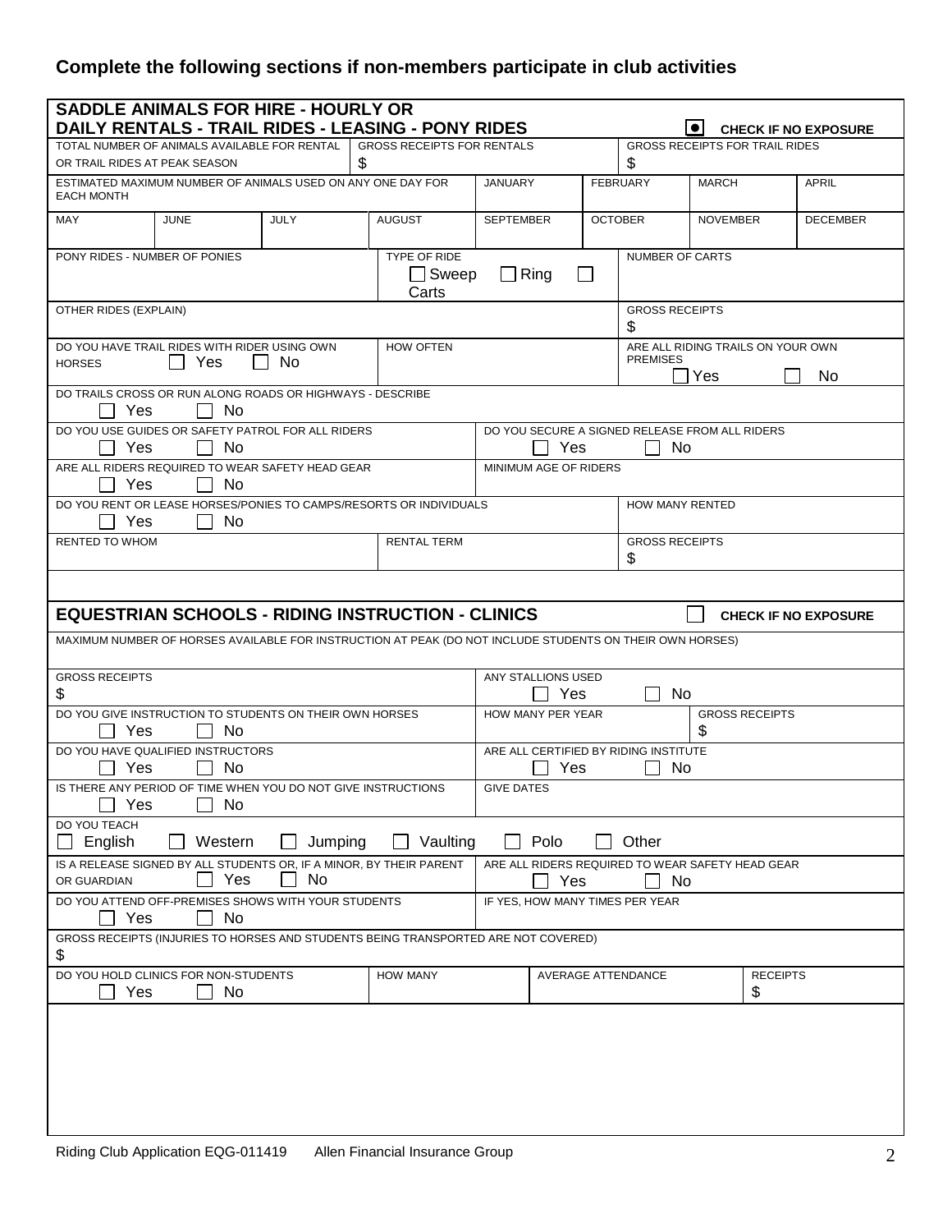## Complete the following sections if non-members participate in club activities

### SADDLE ANIMALS FOR HIRE - HOURLY OR DAILY RENTALS - TRAIL RIDES - LEASING - PONY RIDES

☒ **CHECK IF NO EXPOSURE**

| | | |
|---|---|---|
| TOTAL NUMBER OF ANIMALS AVAILABLE FOR RENTAL OR TRAIL RIDES AT PEAK SEASON | GROSS RECEIPTS FOR RENTALS $ | GROSS RECEIPTS FOR TRAIL RIDES $ |

ESTIMATED MAXIMUM NUMBER OF ANIMALS USED ON ANY ONE DAY FOR EACH MONTH

| JANUARY | FEBRUARY | MARCH | APRIL | MAY | JUNE | JULY | AUGUST | SEPTEMBER | OCTOBER | NOVEMBER | DECEMBER |
|---|---|---|---|---|---|---|---|---|---|---|---|
| | | | | | | | | | | | |

PONY RIDES - NUMBER OF PONIES

TYPE OF RIDE ☐ Sweep ☐ Ring ☐ Carts

NUMBER OF CARTS

OTHER RIDES (EXPLAIN)

GROSS RECEIPTS $

DO YOU HAVE TRAIL RIDES WITH RIDER USING OWN HORSES ☐ Yes ☐ No

HOW OFTEN

ARE ALL RIDING TRAILS ON YOUR OWN PREMISES ☐ Yes ☐ No

DO TRAILS CROSS OR RUN ALONG ROADS OR HIGHWAYS - DESCRIBE ☐ Yes ☐ No

DO YOU USE GUIDES OR SAFETY PATROL FOR ALL RIDERS ☐ Yes ☐ No

DO YOU SECURE A SIGNED RELEASE FROM ALL RIDERS ☐ Yes ☐ No

ARE ALL RIDERS REQUIRED TO WEAR SAFETY HEAD GEAR ☐ Yes ☐ No

MINIMUM AGE OF RIDERS

DO YOU RENT OR LEASE HORSES/PONIES TO CAMPS/RESORTS OR INDIVIDUALS ☐ Yes ☐ No

HOW MANY RENTED

RENTED TO WHOM

RENTAL TERM

GROSS RECEIPTS $

### EQUESTRIAN SCHOOLS - RIDING INSTRUCTION - CLINICS

☐ **CHECK IF NO EXPOSURE**

MAXIMUM NUMBER OF HORSES AVAILABLE FOR INSTRUCTION AT PEAK (DO NOT INCLUDE STUDENTS ON THEIR OWN HORSES)

GROSS RECEIPTS $

ANY STALLIONS USED ☐ Yes ☐ No

DO YOU GIVE INSTRUCTION TO STUDENTS ON THEIR OWN HORSES ☐ Yes ☐ No

HOW MANY PER YEAR

GROSS RECEIPTS $

DO YOU HAVE QUALIFIED INSTRUCTORS ☐ Yes ☐ No

ARE ALL CERTIFIED BY RIDING INSTITUTE ☐ Yes ☐ No

IS THERE ANY PERIOD OF TIME WHEN YOU DO NOT GIVE INSTRUCTIONS ☐ Yes ☐ No

GIVE DATES

DO YOU TEACH ☐ English ☐ Western ☐ Jumping ☐ Vaulting ☐ Polo ☐ Other

IS A RELEASE SIGNED BY ALL STUDENTS OR, IF A MINOR, BY THEIR PARENT OR GUARDIAN ☐ Yes ☐ No

ARE ALL RIDERS REQUIRED TO WEAR SAFETY HEAD GEAR ☐ Yes ☐ No

DO YOU ATTEND OFF-PREMISES SHOWS WITH YOUR STUDENTS ☐ Yes ☐ No

IF YES, HOW MANY TIMES PER YEAR

GROSS RECEIPTS (INJURIES TO HORSES AND STUDENTS BEING TRANSPORTED ARE NOT COVERED)
$

DO YOU HOLD CLINICS FOR NON-STUDENTS ☐ Yes ☐ No

HOW MANY

AVERAGE ATTENDANCE

RECEIPTS $

Riding Club Application EQG-011419 Allen Financial Insurance Group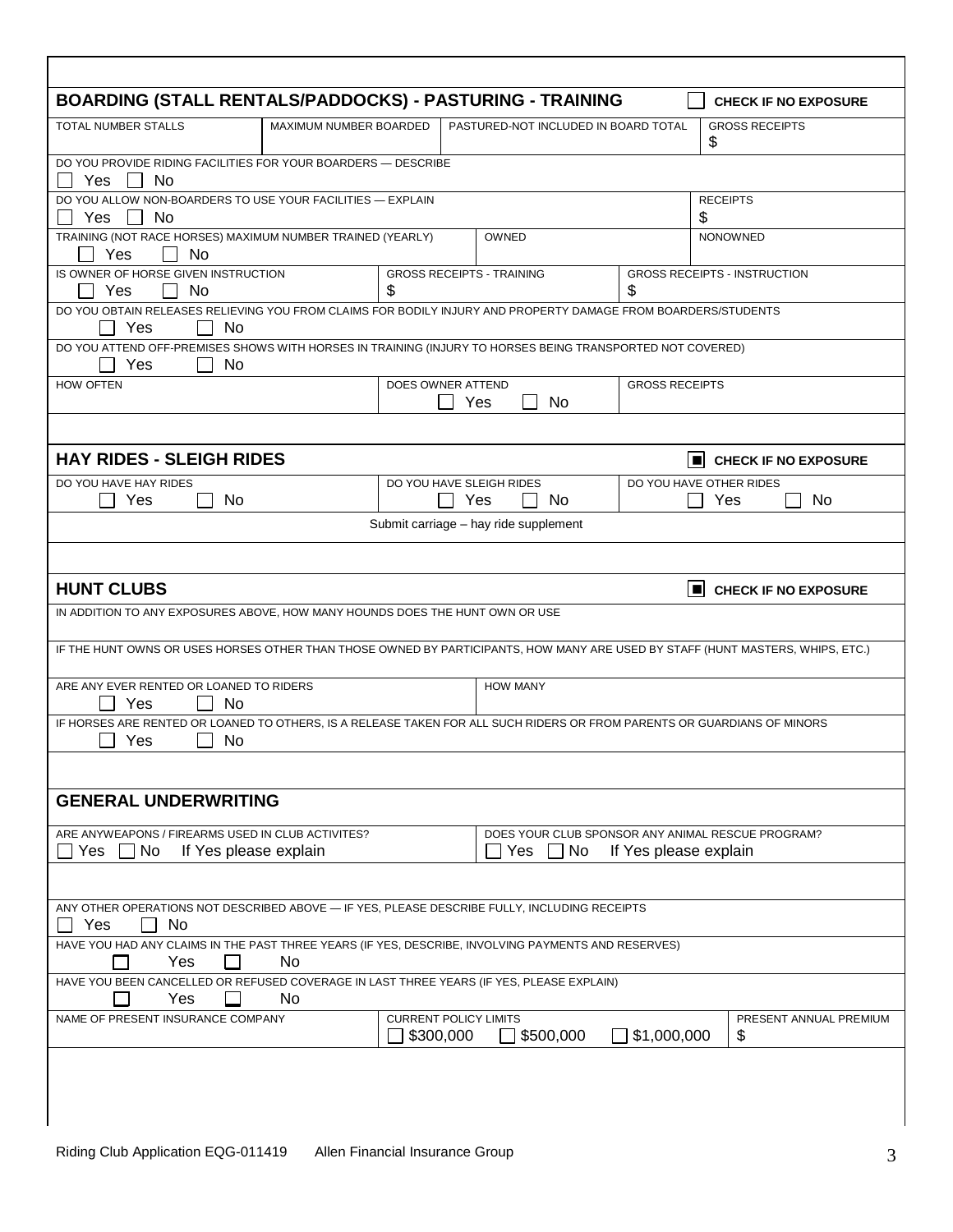## BOARDING (STALL RENTALS/PADDOCKS) - PASTURING - TRAINING

☐ CHECK IF NO EXPOSURE

| TOTAL NUMBER STALLS | MAXIMUM NUMBER BOARDED | PASTURED-NOT INCLUDED IN BOARD TOTAL | GROSS RECEIPTS |
|---|---|---|---|
| | | | $ |

DO YOU PROVIDE RIDING FACILITIES FOR YOUR BOARDERS — DESCRIBE
☐ Yes ☐ No

DO YOU ALLOW NON-BOARDERS TO USE YOUR FACILITIES — EXPLAIN
☐ Yes ☐ No

RECEIPTS
$

| TRAINING (NOT RACE HORSES) MAXIMUM NUMBER TRAINED (YEARLY) | OWNED | NONOWNED |
|---|---|---|
| ☐ Yes ☐ No | | |

| IS OWNER OF HORSE GIVEN INSTRUCTION | GROSS RECEIPTS - TRAINING | GROSS RECEIPTS - INSTRUCTION |
|---|---|---|
| ☐ Yes ☐ No | $ | $ |

DO YOU OBTAIN RELEASES RELIEVING YOU FROM CLAIMS FOR BODILY INJURY AND PROPERTY DAMAGE FROM BOARDERS/STUDENTS
☐ Yes ☐ No

DO YOU ATTEND OFF-PREMISES SHOWS WITH HORSES IN TRAINING (INJURY TO HORSES BEING TRANSPORTED NOT COVERED)
☐ Yes ☐ No

| HOW OFTEN | DOES OWNER ATTEND | GROSS RECEIPTS |
|---|---|---|
| | ☐ Yes ☐ No | |

## HAY RIDES - SLEIGH RIDES

☒ CHECK IF NO EXPOSURE

| DO YOU HAVE HAY RIDES | DO YOU HAVE SLEIGH RIDES | DO YOU HAVE OTHER RIDES |
|---|---|---|
| ☐ Yes ☐ No | ☐ Yes ☐ No | ☐ Yes ☐ No |

Submit carriage – hay ride supplement

## HUNT CLUBS

☒ CHECK IF NO EXPOSURE

IN ADDITION TO ANY EXPOSURES ABOVE, HOW MANY HOUNDS DOES THE HUNT OWN OR USE

IF THE HUNT OWNS OR USES HORSES OTHER THAN THOSE OWNED BY PARTICIPANTS, HOW MANY ARE USED BY STAFF (HUNT MASTERS, WHIPS, ETC.)

| ARE ANY EVER RENTED OR LOANED TO RIDERS | HOW MANY |
|---|---|
| ☐ Yes ☐ No | |

IF HORSES ARE RENTED OR LOANED TO OTHERS, IS A RELEASE TAKEN FOR ALL SUCH RIDERS OR FROM PARENTS OR GUARDIANS OF MINORS
☐ Yes ☐ No

## GENERAL UNDERWRITING

| ARE ANYWEAPONS / FIREARMS USED IN CLUB ACTIVITES? | DOES YOUR CLUB SPONSOR ANY ANIMAL RESCUE PROGRAM? |
|---|---|
| ☐ Yes ☐ No If Yes please explain | ☐ Yes ☐ No If Yes please explain |

ANY OTHER OPERATIONS NOT DESCRIBED ABOVE — IF YES, PLEASE DESCRIBE FULLY, INCLUDING RECEIPTS
☐ Yes ☐ No

HAVE YOU HAD ANY CLAIMS IN THE PAST THREE YEARS (IF YES, DESCRIBE, INVOLVING PAYMENTS AND RESERVES)
☐ Yes ☐ No

HAVE YOU BEEN CANCELLED OR REFUSED COVERAGE IN LAST THREE YEARS (IF YES, PLEASE EXPLAIN)
☐ Yes ☐ No

| NAME OF PRESENT INSURANCE COMPANY | CURRENT POLICY LIMITS | PRESENT ANNUAL PREMIUM |
|---|---|---|
| | ☐ $300,000 ☐ $500,000 ☐ $1,000,000 | $ |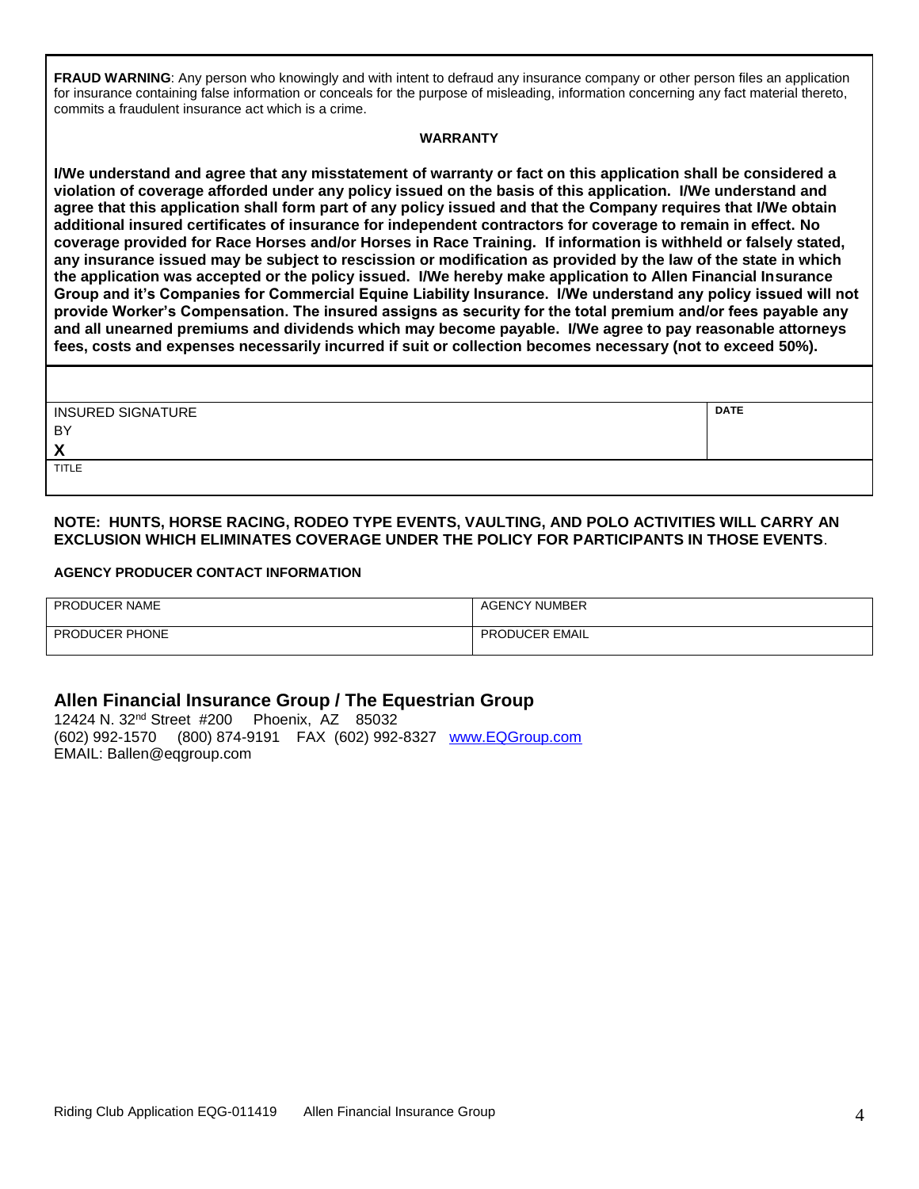**FRAUD WARNING**: Any person who knowingly and with intent to defraud any insurance company or other person files an application for insurance containing false information or conceals for the purpose of misleading, information concerning any fact material thereto, commits a fraudulent insurance act which is a crime.

**WARRANTY**

**I/We understand and agree that any misstatement of warranty or fact on this application shall be considered a violation of coverage afforded under any policy issued on the basis of this application. I/We understand and agree that this application shall form part of any policy issued and that the Company requires that I/We obtain additional insured certificates of insurance for independent contractors for coverage to remain in effect. No coverage provided for Race Horses and/or Horses in Race Training. If information is withheld or falsely stated, any insurance issued may be subject to rescission or modification as provided by the law of the state in which the application was accepted or the policy issued. I/We hereby make application to Allen Financial Insurance Group and it's Companies for Commercial Equine Liability Insurance. I/We understand any policy issued will not provide Worker's Compensation. The insured assigns as security for the total premium and/or fees payable any and all unearned premiums and dividends which may become payable. I/We agree to pay reasonable attorneys fees, costs and expenses necessarily incurred if suit or collection becomes necessary (not to exceed 50%).**

| | |
|---|---|
| INSURED SIGNATURE<br>BY<br>**X** | **DATE** |
| TITLE | |

**NOTE: HUNTS, HORSE RACING, RODEO TYPE EVENTS, VAULTING, AND POLO ACTIVITIES WILL CARRY AN EXCLUSION WHICH ELIMINATES COVERAGE UNDER THE POLICY FOR PARTICIPANTS IN THOSE EVENTS**.

**AGENCY PRODUCER CONTACT INFORMATION**

| | |
|---|---|
| PRODUCER NAME | AGENCY NUMBER |
| PRODUCER PHONE | PRODUCER EMAIL |

## Allen Financial Insurance Group / The Equestrian Group

12424 N. 32nd Street #200 Phoenix, AZ 85032
(602) 992-1570 (800) 874-9191 FAX (602) 992-8327 www.EQGroup.com
EMAIL: Ballen@eqgroup.com

Riding Club Application EQG-011419 Allen Financial Insurance Group